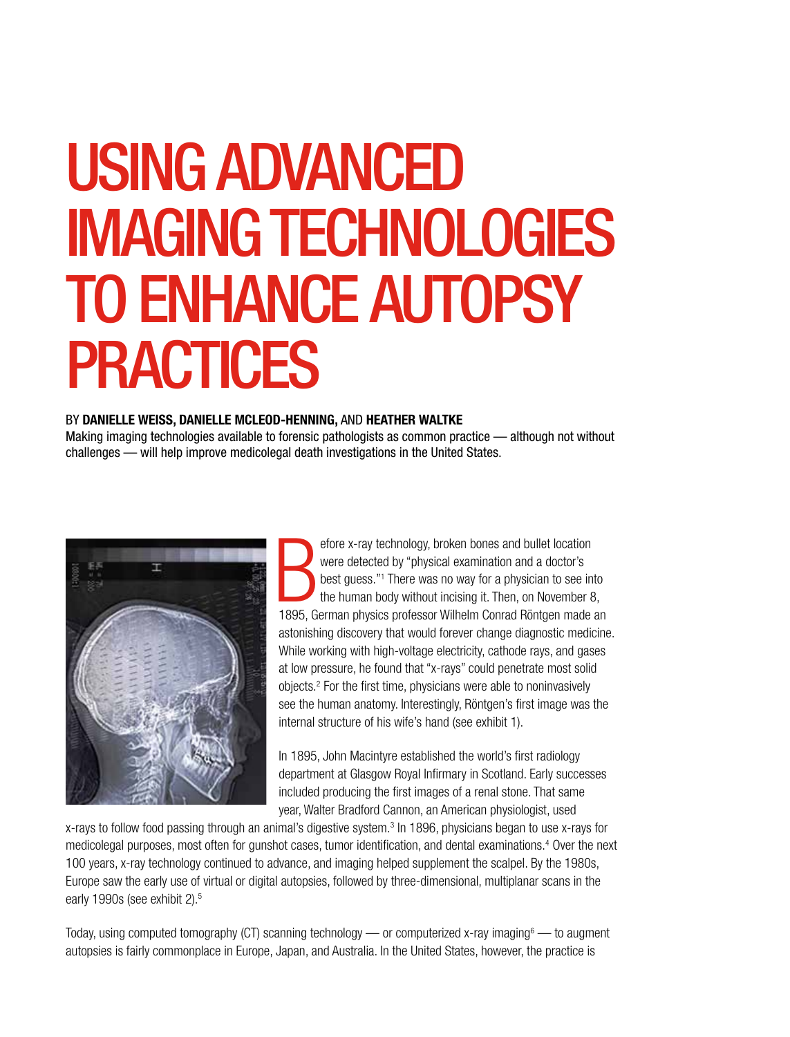# USING ADVANCED IMAGING TECHNOLOGIES TO ENHANCE AUTOPSY PRACTICES

BY **DANIELLE WEISS, DANIELLE MCLEOD-HENNING,** AND **HEATHER WALTKE**

Making imaging technologies available to forensic pathologists as common practice — although not without challenges — will help improve medicolegal death investigations in the United States.

Before x-ray technology, broken bones and bullet location were detected by "physical examination and a doctor's best guess."[1] There was no way for a physician to see into the human body without incising it. Then, on November 8, 1895, German physics professor Wilhelm Conrad Röntgen made an astonishing discovery that would forever change diagnostic medicine. While working with high-voltage electricity, cathode rays, and gases at low pressure, he found that "x-rays" could penetrate most solid objects.[2] For the first time, physicians were able to noninvasively see the human anatomy. Interestingly, Röntgen's first image was the internal structure of his wife's hand (see exhibit 1).

In 1895, John Macintyre established the world's first radiology department at Glasgow Royal Infirmary in Scotland. Early successes included producing the first images of a renal stone. That same year, Walter Bradford Cannon, an American physiologist, used x-rays to follow food passing through an animal's digestive system.[3] In 1896, physicians began to use x-rays for medicolegal purposes, most often for gunshot cases, tumor identification, and dental examinations.[4] Over the next 100 years, x-ray technology continued to advance, and imaging helped supplement the scalpel. By the 1980s, Europe saw the early use of virtual or digital autopsies, followed by three-dimensional, multiplanar scans in the early 1990s (see exhibit 2).[5]

Today, using computed tomography (CT) scanning technology — or computerized x-ray imaging[6] — to augment autopsies is fairly commonplace in Europe, Japan, and Australia. In the United States, however, the practice is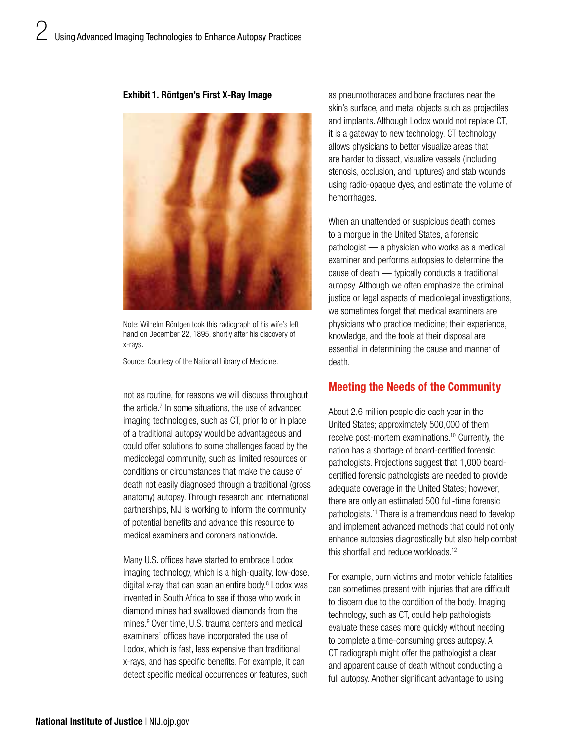**Exhibit 1. Röntgen's First X-Ray Image**

Note: Wilhelm Röntgen took this radiograph of his wife's left hand on December 22, 1895, shortly after his discovery of x-rays.

Source: Courtesy of the National Library of Medicine.

not as routine, for reasons we will discuss throughout the article.[7] In some situations, the use of advanced imaging technologies, such as CT, prior to or in place of a traditional autopsy would be advantageous and could offer solutions to some challenges faced by the medicolegal community, such as limited resources or conditions or circumstances that make the cause of death not easily diagnosed through a traditional (gross anatomy) autopsy. Through research and international partnerships, NIJ is working to inform the community of potential benefits and advance this resource to medical examiners and coroners nationwide.

Many U.S. offices have started to embrace Lodox imaging technology, which is a high-quality, low-dose, digital x-ray that can scan an entire body.[8] Lodox was invented in South Africa to see if those who work in diamond mines had swallowed diamonds from the mines.[9] Over time, U.S. trauma centers and medical examiners' offices have incorporated the use of Lodox, which is fast, less expensive than traditional x-rays, and has specific benefits. For example, it can detect specific medical occurrences or features, such as pneumothoraces and bone fractures near the skin's surface, and metal objects such as projectiles and implants. Although Lodox would not replace CT, it is a gateway to new technology. CT technology allows physicians to better visualize areas that are harder to dissect, visualize vessels (including stenosis, occlusion, and ruptures) and stab wounds using radio-opaque dyes, and estimate the volume of hemorrhages.

When an unattended or suspicious death comes to a morgue in the United States, a forensic pathologist — a physician who works as a medical examiner and performs autopsies to determine the cause of death — typically conducts a traditional autopsy. Although we often emphasize the criminal justice or legal aspects of medicolegal investigations, we sometimes forget that medical examiners are physicians who practice medicine; their experience, knowledge, and the tools at their disposal are essential in determining the cause and manner of death.

## Meeting the Needs of the Community

About 2.6 million people die each year in the United States; approximately 500,000 of them receive post-mortem examinations.[10] Currently, the nation has a shortage of board-certified forensic pathologists. Projections suggest that 1,000 board-certified forensic pathologists are needed to provide adequate coverage in the United States; however, there are only an estimated 500 full-time forensic pathologists.[11] There is a tremendous need to develop and implement advanced methods that could not only enhance autopsies diagnostically but also help combat this shortfall and reduce workloads.[12]

For example, burn victims and motor vehicle fatalities can sometimes present with injuries that are difficult to discern due to the condition of the body. Imaging technology, such as CT, could help pathologists evaluate these cases more quickly without needing to complete a time-consuming gross autopsy. A CT radiograph might offer the pathologist a clear and apparent cause of death without conducting a full autopsy. Another significant advantage to using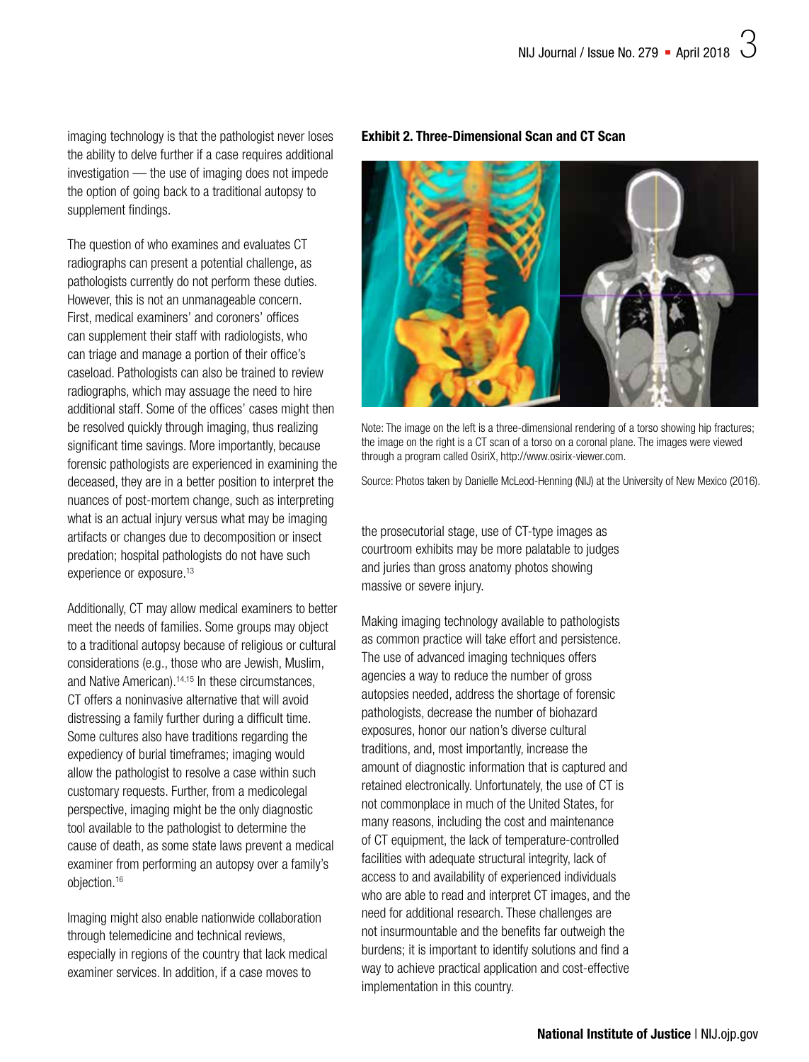imaging technology is that the pathologist never loses the ability to delve further if a case requires additional investigation — the use of imaging does not impede the option of going back to a traditional autopsy to supplement findings.

The question of who examines and evaluates CT radiographs can present a potential challenge, as pathologists currently do not perform these duties. However, this is not an unmanageable concern. First, medical examiners' and coroners' offices can supplement their staff with radiologists, who can triage and manage a portion of their office's caseload. Pathologists can also be trained to review radiographs, which may assuage the need to hire additional staff. Some of the offices' cases might then be resolved quickly through imaging, thus realizing significant time savings. More importantly, because forensic pathologists are experienced in examining the deceased, they are in a better position to interpret the nuances of post-mortem change, such as interpreting what is an actual injury versus what may be imaging artifacts or changes due to decomposition or insect predation; hospital pathologists do not have such experience or exposure.[13]

Additionally, CT may allow medical examiners to better meet the needs of families. Some groups may object to a traditional autopsy because of religious or cultural considerations (e.g., those who are Jewish, Muslim, and Native American).[14,15] In these circumstances, CT offers a noninvasive alternative that will avoid distressing a family further during a difficult time. Some cultures also have traditions regarding the expediency of burial timeframes; imaging would allow the pathologist to resolve a case within such customary requests. Further, from a medicolegal perspective, imaging might be the only diagnostic tool available to the pathologist to determine the cause of death, as some state laws prevent a medical examiner from performing an autopsy over a family's objection.[16]

Imaging might also enable nationwide collaboration through telemedicine and technical reviews, especially in regions of the country that lack medical examiner services. In addition, if a case moves to the prosecutorial stage, use of CT-type images as courtroom exhibits may be more palatable to judges and juries than gross anatomy photos showing massive or severe injury.

**Exhibit 2. Three-Dimensional Scan and CT Scan**

Note: The image on the left is a three-dimensional rendering of a torso showing hip fractures; the image on the right is a CT scan of a torso on a coronal plane. The images were viewed through a program called OsiriX, http://www.osirix-viewer.com.

Source: Photos taken by Danielle McLeod-Henning (NIJ) at the University of New Mexico (2016).

Making imaging technology available to pathologists as common practice will take effort and persistence. The use of advanced imaging techniques offers agencies a way to reduce the number of gross autopsies needed, address the shortage of forensic pathologists, decrease the number of biohazard exposures, honor our nation's diverse cultural traditions, and, most importantly, increase the amount of diagnostic information that is captured and retained electronically. Unfortunately, the use of CT is not commonplace in much of the United States, for many reasons, including the cost and maintenance of CT equipment, the lack of temperature-controlled facilities with adequate structural integrity, lack of access to and availability of experienced individuals who are able to read and interpret CT images, and the need for additional research. These challenges are not insurmountable and the benefits far outweigh the burdens; it is important to identify solutions and find a way to achieve practical application and cost-effective implementation in this country.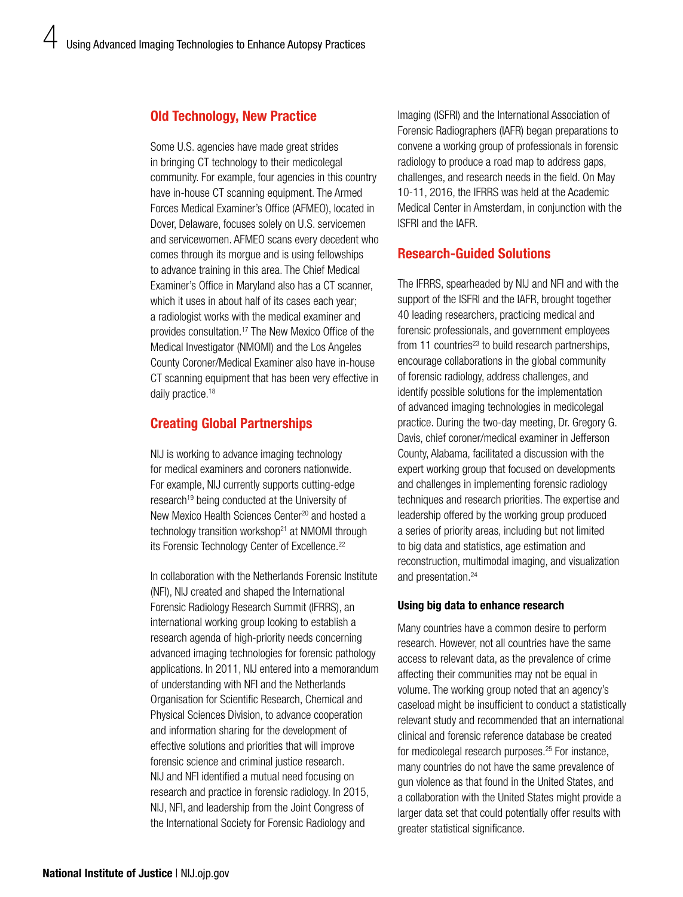## Old Technology, New Practice

Some U.S. agencies have made great strides in bringing CT technology to their medicolegal community. For example, four agencies in this country have in-house CT scanning equipment. The Armed Forces Medical Examiner's Office (AFMEO), located in Dover, Delaware, focuses solely on U.S. servicemen and servicewomen. AFMEO scans every decedent who comes through its morgue and is using fellowships to advance training in this area. The Chief Medical Examiner's Office in Maryland also has a CT scanner, which it uses in about half of its cases each year; a radiologist works with the medical examiner and provides consultation.[17] The New Mexico Office of the Medical Investigator (NMOMI) and the Los Angeles County Coroner/Medical Examiner also have in-house CT scanning equipment that has been very effective in daily practice.[18]

## Creating Global Partnerships

NIJ is working to advance imaging technology for medical examiners and coroners nationwide. For example, NIJ currently supports cutting-edge research[19] being conducted at the University of New Mexico Health Sciences Center[20] and hosted a technology transition workshop[21] at NMOMI through its Forensic Technology Center of Excellence.[22]

In collaboration with the Netherlands Forensic Institute (NFI), NIJ created and shaped the International Forensic Radiology Research Summit (IFRRS), an international working group looking to establish a research agenda of high-priority needs concerning advanced imaging technologies for forensic pathology applications. In 2011, NIJ entered into a memorandum of understanding with NFI and the Netherlands Organisation for Scientific Research, Chemical and Physical Sciences Division, to advance cooperation and information sharing for the development of effective solutions and priorities that will improve forensic science and criminal justice research. NIJ and NFI identified a mutual need focusing on research and practice in forensic radiology. In 2015, NIJ, NFI, and leadership from the Joint Congress of the International Society for Forensic Radiology and Imaging (ISFRI) and the International Association of Forensic Radiographers (IAFR) began preparations to convene a working group of professionals in forensic radiology to produce a road map to address gaps, challenges, and research needs in the field. On May 10-11, 2016, the IFRRS was held at the Academic Medical Center in Amsterdam, in conjunction with the ISFRI and the IAFR.

## Research-Guided Solutions

The IFRRS, spearheaded by NIJ and NFI and with the support of the ISFRI and the IAFR, brought together 40 leading researchers, practicing medical and forensic professionals, and government employees from 11 countries[23] to build research partnerships, encourage collaborations in the global community of forensic radiology, address challenges, and identify possible solutions for the implementation of advanced imaging technologies in medicolegal practice. During the two-day meeting, Dr. Gregory G. Davis, chief coroner/medical examiner in Jefferson County, Alabama, facilitated a discussion with the expert working group that focused on developments and challenges in implementing forensic radiology techniques and research priorities. The expertise and leadership offered by the working group produced a series of priority areas, including but not limited to big data and statistics, age estimation and reconstruction, multimodal imaging, and visualization and presentation.[24]

### Using big data to enhance research

Many countries have a common desire to perform research. However, not all countries have the same access to relevant data, as the prevalence of crime affecting their communities may not be equal in volume. The working group noted that an agency's caseload might be insufficient to conduct a statistically relevant study and recommended that an international clinical and forensic reference database be created for medicolegal research purposes.[25] For instance, many countries do not have the same prevalence of gun violence as that found in the United States, and a collaboration with the United States might provide a larger data set that could potentially offer results with greater statistical significance.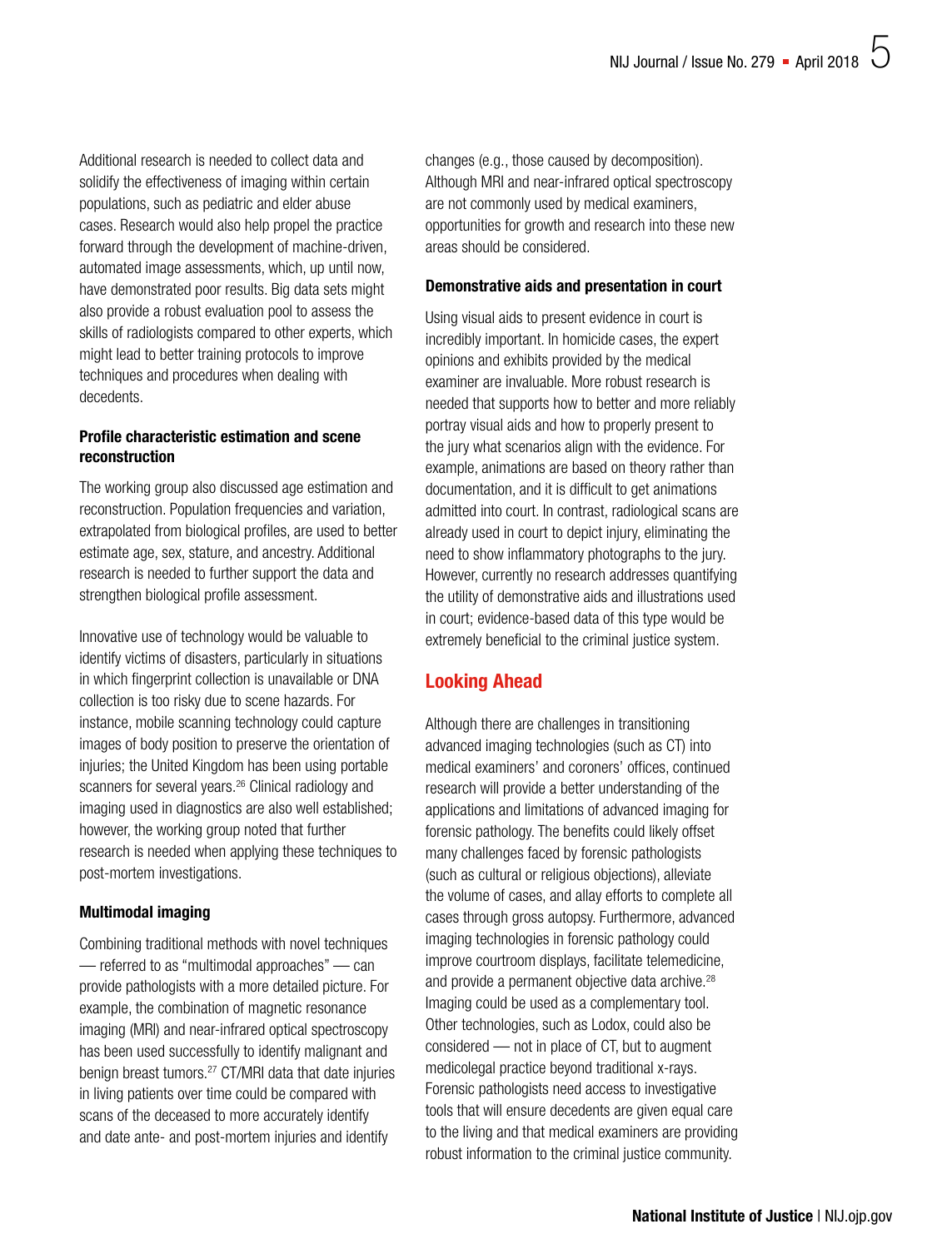Additional research is needed to collect data and solidify the effectiveness of imaging within certain populations, such as pediatric and elder abuse cases. Research would also help propel the practice forward through the development of machine-driven, automated image assessments, which, up until now, have demonstrated poor results. Big data sets might also provide a robust evaluation pool to assess the skills of radiologists compared to other experts, which might lead to better training protocols to improve techniques and procedures when dealing with decedents.

### Profile characteristic estimation and scene reconstruction

The working group also discussed age estimation and reconstruction. Population frequencies and variation, extrapolated from biological profiles, are used to better estimate age, sex, stature, and ancestry. Additional research is needed to further support the data and strengthen biological profile assessment.

Innovative use of technology would be valuable to identify victims of disasters, particularly in situations in which fingerprint collection is unavailable or DNA collection is too risky due to scene hazards. For instance, mobile scanning technology could capture images of body position to preserve the orientation of injuries; the United Kingdom has been using portable scanners for several years.[26] Clinical radiology and imaging used in diagnostics are also well established; however, the working group noted that further research is needed when applying these techniques to post-mortem investigations.

### Multimodal imaging

Combining traditional methods with novel techniques — referred to as "multimodal approaches" — can provide pathologists with a more detailed picture. For example, the combination of magnetic resonance imaging (MRI) and near-infrared optical spectroscopy has been used successfully to identify malignant and benign breast tumors.[27] CT/MRI data that date injuries in living patients over time could be compared with scans of the deceased to more accurately identify and date ante- and post-mortem injuries and identify changes (e.g., those caused by decomposition). Although MRI and near-infrared optical spectroscopy are not commonly used by medical examiners, opportunities for growth and research into these new areas should be considered.

### Demonstrative aids and presentation in court

Using visual aids to present evidence in court is incredibly important. In homicide cases, the expert opinions and exhibits provided by the medical examiner are invaluable. More robust research is needed that supports how to better and more reliably portray visual aids and how to properly present to the jury what scenarios align with the evidence. For example, animations are based on theory rather than documentation, and it is difficult to get animations admitted into court. In contrast, radiological scans are already used in court to depict injury, eliminating the need to show inflammatory photographs to the jury. However, currently no research addresses quantifying the utility of demonstrative aids and illustrations used in court; evidence-based data of this type would be extremely beneficial to the criminal justice system.

## Looking Ahead

Although there are challenges in transitioning advanced imaging technologies (such as CT) into medical examiners' and coroners' offices, continued research will provide a better understanding of the applications and limitations of advanced imaging for forensic pathology. The benefits could likely offset many challenges faced by forensic pathologists (such as cultural or religious objections), alleviate the volume of cases, and allay efforts to complete all cases through gross autopsy. Furthermore, advanced imaging technologies in forensic pathology could improve courtroom displays, facilitate telemedicine, and provide a permanent objective data archive.[28] Imaging could be used as a complementary tool. Other technologies, such as Lodox, could also be considered — not in place of CT, but to augment medicolegal practice beyond traditional x-rays. Forensic pathologists need access to investigative tools that will ensure decedents are given equal care to the living and that medical examiners are providing robust information to the criminal justice community.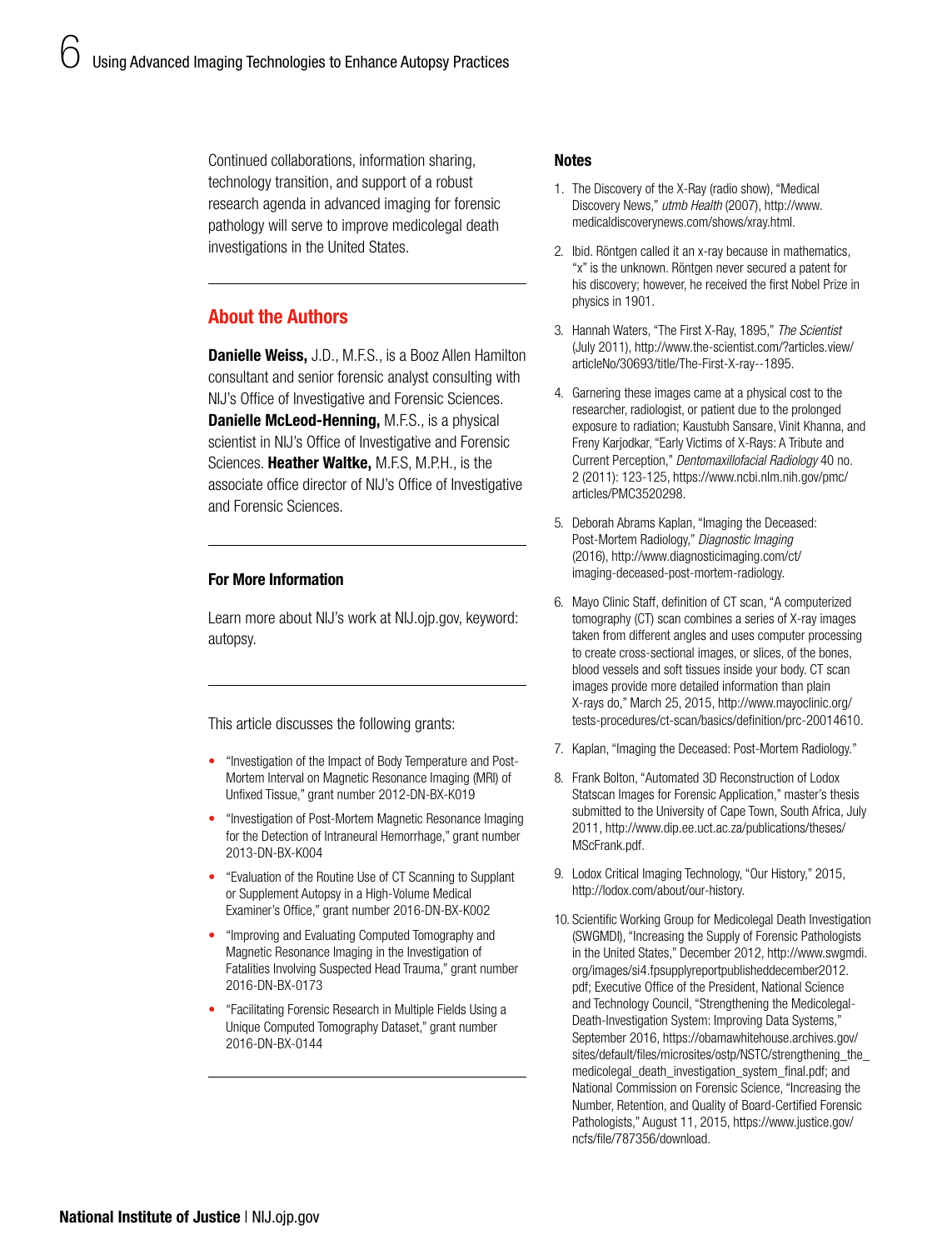Continued collaborations, information sharing, technology transition, and support of a robust research agenda in advanced imaging for forensic pathology will serve to improve medicolegal death investigations in the United States.

## About the Authors

**Danielle Weiss,** J.D., M.F.S., is a Booz Allen Hamilton consultant and senior forensic analyst consulting with NIJ's Office of Investigative and Forensic Sciences. **Danielle McLeod-Henning,** M.F.S., is a physical scientist in NIJ's Office of Investigative and Forensic Sciences. **Heather Waltke,** M.F.S, M.P.H., is the associate office director of NIJ's Office of Investigative and Forensic Sciences.

### For More Information

Learn more about NIJ's work at NIJ.ojp.gov, keyword: autopsy.

This article discusses the following grants:

- "Investigation of the Impact of Body Temperature and Post-Mortem Interval on Magnetic Resonance Imaging (MRI) of Unfixed Tissue," grant number 2012-DN-BX-K019
- "Investigation of Post-Mortem Magnetic Resonance Imaging for the Detection of Intraneural Hemorrhage," grant number 2013-DN-BX-K004
- "Evaluation of the Routine Use of CT Scanning to Supplant or Supplement Autopsy in a High-Volume Medical Examiner's Office," grant number 2016-DN-BX-K002
- "Improving and Evaluating Computed Tomography and Magnetic Resonance Imaging in the Investigation of Fatalities Involving Suspected Head Trauma," grant number 2016-DN-BX-0173
- "Facilitating Forensic Research in Multiple Fields Using a Unique Computed Tomography Dataset," grant number 2016-DN-BX-0144

### Notes

1. The Discovery of the X-Ray (radio show), "Medical Discovery News," *utmb Health* (2007), http://www.medicaldiscoverynews.com/shows/xray.html.
2. Ibid. Röntgen called it an x-ray because in mathematics, "x" is the unknown. Röntgen never secured a patent for his discovery; however, he received the first Nobel Prize in physics in 1901.
3. Hannah Waters, "The First X-Ray, 1895," *The Scientist* (July 2011), http://www.the-scientist.com/?articles.view/articleNo/30693/title/The-First-X-ray--1895.
4. Garnering these images came at a physical cost to the researcher, radiologist, or patient due to the prolonged exposure to radiation; Kaustubh Sansare, Vinit Khanna, and Freny Karjodkar, "Early Victims of X-Rays: A Tribute and Current Perception," *Dentomaxillofacial Radiology* 40 no. 2 (2011): 123-125, https://www.ncbi.nlm.nih.gov/pmc/articles/PMC3520298.
5. Deborah Abrams Kaplan, "Imaging the Deceased: Post-Mortem Radiology," *Diagnostic Imaging* (2016), http://www.diagnosticimaging.com/ct/imaging-deceased-post-mortem-radiology.
6. Mayo Clinic Staff, definition of CT scan, "A computerized tomography (CT) scan combines a series of X-ray images taken from different angles and uses computer processing to create cross-sectional images, or slices, of the bones, blood vessels and soft tissues inside your body. CT scan images provide more detailed information than plain X-rays do," March 25, 2015, http://www.mayoclinic.org/tests-procedures/ct-scan/basics/definition/prc-20014610.
7. Kaplan, "Imaging the Deceased: Post-Mortem Radiology."
8. Frank Bolton, "Automated 3D Reconstruction of Lodox Statscan Images for Forensic Application," master's thesis submitted to the University of Cape Town, South Africa, July 2011, http://www.dip.ee.uct.ac.za/publications/theses/MScFrank.pdf.
9. Lodox Critical Imaging Technology, "Our History," 2015, http://lodox.com/about/our-history.
10. Scientific Working Group for Medicolegal Death Investigation (SWGMDI), "Increasing the Supply of Forensic Pathologists in the United States," December 2012, http://www.swgmdi.org/images/si4.fpsupplyreportpublisheddecember2012.pdf; Executive Office of the President, National Science and Technology Council, "Strengthening the Medicolegal-Death-Investigation System: Improving Data Systems," September 2016, https://obamawhitehouse.archives.gov/sites/default/files/microsites/ostp/NSTC/strengthening_the_medicolegal_death_investigation_system_final.pdf; and National Commission on Forensic Science, "Increasing the Number, Retention, and Quality of Board-Certified Forensic Pathologists," August 11, 2015, https://www.justice.gov/ncfs/file/787356/download.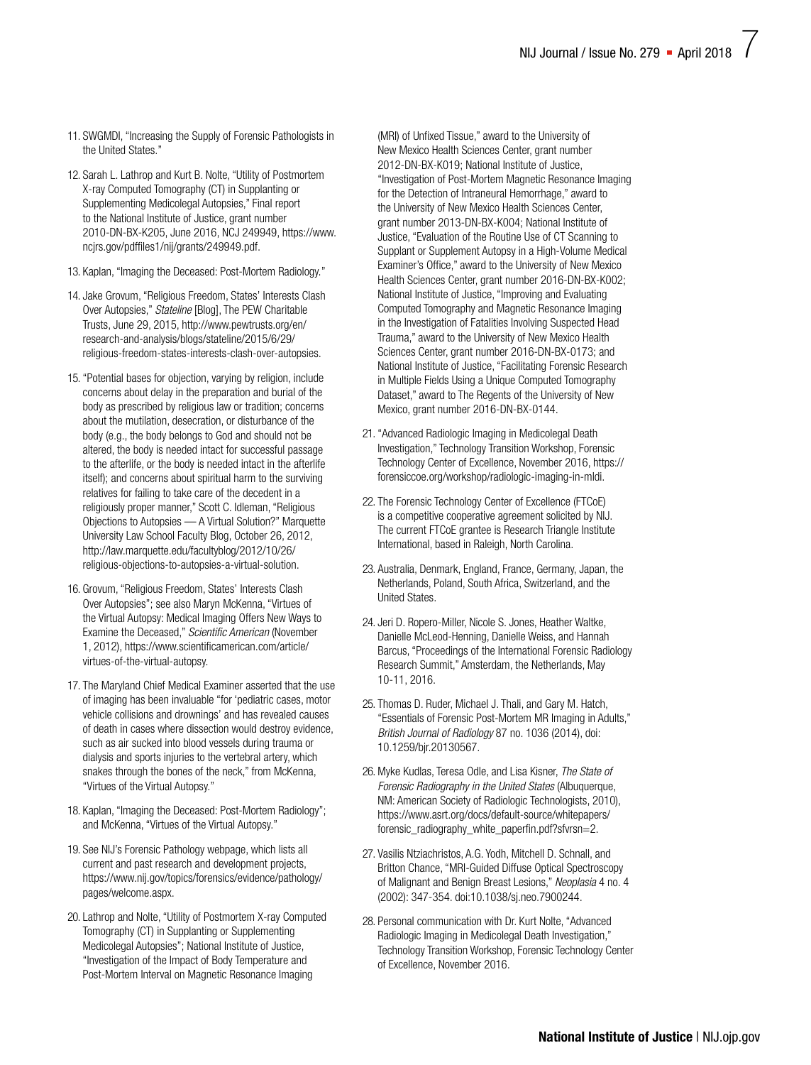11. SWGMDI, "Increasing the Supply of Forensic Pathologists in the United States."

12. Sarah L. Lathrop and Kurt B. Nolte, "Utility of Postmortem X-ray Computed Tomography (CT) in Supplanting or Supplementing Medicolegal Autopsies," Final report to the National Institute of Justice, grant number 2010-DN-BX-K205, June 2016, NCJ 249949, https://www.ncjrs.gov/pdffiles1/nij/grants/249949.pdf.

13. Kaplan, "Imaging the Deceased: Post-Mortem Radiology."

14. Jake Grovum, "Religious Freedom, States' Interests Clash Over Autopsies," *Stateline* [Blog], The PEW Charitable Trusts, June 29, 2015, http://www.pewtrusts.org/en/research-and-analysis/blogs/stateline/2015/6/29/religious-freedom-states-interests-clash-over-autopsies.

15. "Potential bases for objection, varying by religion, include concerns about delay in the preparation and burial of the body as prescribed by religious law or tradition; concerns about the mutilation, desecration, or disturbance of the body (e.g., the body belongs to God and should not be altered, the body is needed intact for successful passage to the afterlife, or the body is needed intact in the afterlife itself); and concerns about spiritual harm to the surviving relatives for failing to take care of the decedent in a religiously proper manner," Scott C. Idleman, "Religious Objections to Autopsies — A Virtual Solution?" Marquette University Law School Faculty Blog, October 26, 2012, http://law.marquette.edu/facultyblog/2012/10/26/religious-objections-to-autopsies-a-virtual-solution.

16. Grovum, "Religious Freedom, States' Interests Clash Over Autopsies"; see also Maryn McKenna, "Virtues of the Virtual Autopsy: Medical Imaging Offers New Ways to Examine the Deceased," *Scientific American* (November 1, 2012), https://www.scientificamerican.com/article/virtues-of-the-virtual-autopsy.

17. The Maryland Chief Medical Examiner asserted that the use of imaging has been invaluable "for 'pediatric cases, motor vehicle collisions and drownings' and has revealed causes of death in cases where dissection would destroy evidence, such as air sucked into blood vessels during trauma or dialysis and sports injuries to the vertebral artery, which snakes through the bones of the neck," from McKenna, "Virtues of the Virtual Autopsy."

18. Kaplan, "Imaging the Deceased: Post-Mortem Radiology"; and McKenna, "Virtues of the Virtual Autopsy."

19. See NIJ's Forensic Pathology webpage, which lists all current and past research and development projects, https://www.nij.gov/topics/forensics/evidence/pathology/pages/welcome.aspx.

20. Lathrop and Nolte, "Utility of Postmortem X-ray Computed Tomography (CT) in Supplanting or Supplementing Medicolegal Autopsies"; National Institute of Justice, "Investigation of the Impact of Body Temperature and Post-Mortem Interval on Magnetic Resonance Imaging (MRI) of Unfixed Tissue," award to the University of New Mexico Health Sciences Center, grant number 2012-DN-BX-K019; National Institute of Justice, "Investigation of Post-Mortem Magnetic Resonance Imaging for the Detection of Intraneural Hemorrhage," award to the University of New Mexico Health Sciences Center, grant number 2013-DN-BX-K004; National Institute of Justice, "Evaluation of the Routine Use of CT Scanning to Supplant or Supplement Autopsy in a High-Volume Medical Examiner's Office," award to the University of New Mexico Health Sciences Center, grant number 2016-DN-BX-K002; National Institute of Justice, "Improving and Evaluating Computed Tomography and Magnetic Resonance Imaging in the Investigation of Fatalities Involving Suspected Head Trauma," award to the University of New Mexico Health Sciences Center, grant number 2016-DN-BX-0173; and National Institute of Justice, "Facilitating Forensic Research in Multiple Fields Using a Unique Computed Tomography Dataset," award to The Regents of the University of New Mexico, grant number 2016-DN-BX-0144.

21. "Advanced Radiologic Imaging in Medicolegal Death Investigation," Technology Transition Workshop, Forensic Technology Center of Excellence, November 2016, https://forensiccoe.org/workshop/radiologic-imaging-in-mldi.

22. The Forensic Technology Center of Excellence (FTCoE) is a competitive cooperative agreement solicited by NIJ. The current FTCoE grantee is Research Triangle Institute International, based in Raleigh, North Carolina.

23. Australia, Denmark, England, France, Germany, Japan, the Netherlands, Poland, South Africa, Switzerland, and the United States.

24. Jeri D. Ropero-Miller, Nicole S. Jones, Heather Waltke, Danielle McLeod-Henning, Danielle Weiss, and Hannah Barcus, "Proceedings of the International Forensic Radiology Research Summit," Amsterdam, the Netherlands, May 10-11, 2016.

25. Thomas D. Ruder, Michael J. Thali, and Gary M. Hatch, "Essentials of Forensic Post-Mortem MR Imaging in Adults," *British Journal of Radiology* 87 no. 1036 (2014), doi: 10.1259/bjr.20130567.

26. Myke Kudlas, Teresa Odle, and Lisa Kisner, *The State of Forensic Radiography in the United States* (Albuquerque, NM: American Society of Radiologic Technologists, 2010), https://www.asrt.org/docs/default-source/whitepapers/forensic_radiography_white_paperfin.pdf?sfvrsn=2.

27. Vasilis Ntziachristos, A.G. Yodh, Mitchell D. Schnall, and Britton Chance, "MRI-Guided Diffuse Optical Spectroscopy of Malignant and Benign Breast Lesions," *Neoplasia* 4 no. 4 (2002): 347-354. doi:10.1038/sj.neo.7900244.

28. Personal communication with Dr. Kurt Nolte, "Advanced Radiologic Imaging in Medicolegal Death Investigation," Technology Transition Workshop, Forensic Technology Center of Excellence, November 2016.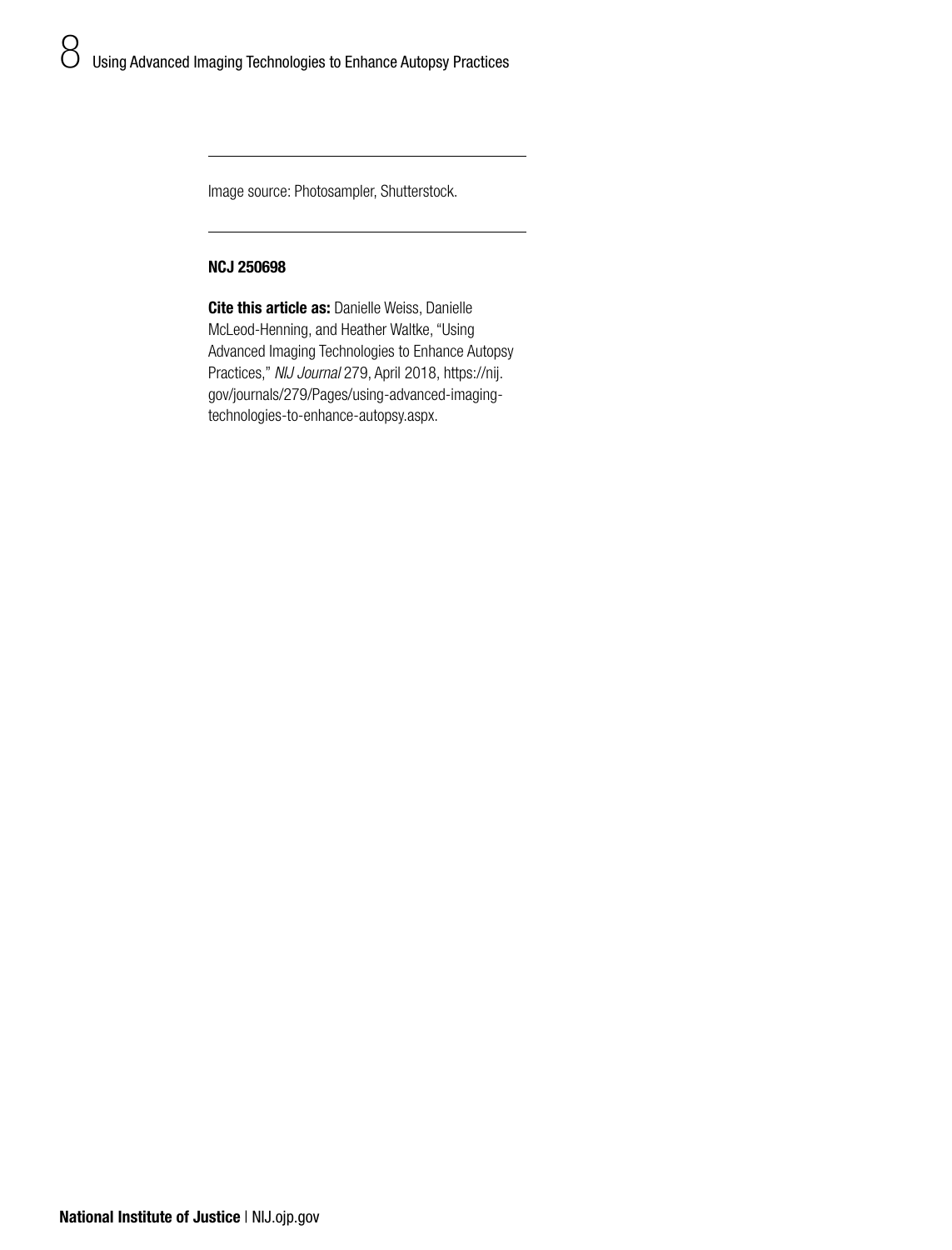Image source: Photosampler, Shutterstock.

**NCJ 250698**

**Cite this article as:** Danielle Weiss, Danielle McLeod-Henning, and Heather Waltke, "Using Advanced Imaging Technologies to Enhance Autopsy Practices," *NIJ Journal* 279, April 2018, https://nij.gov/journals/279/Pages/using-advanced-imaging-technologies-to-enhance-autopsy.aspx.